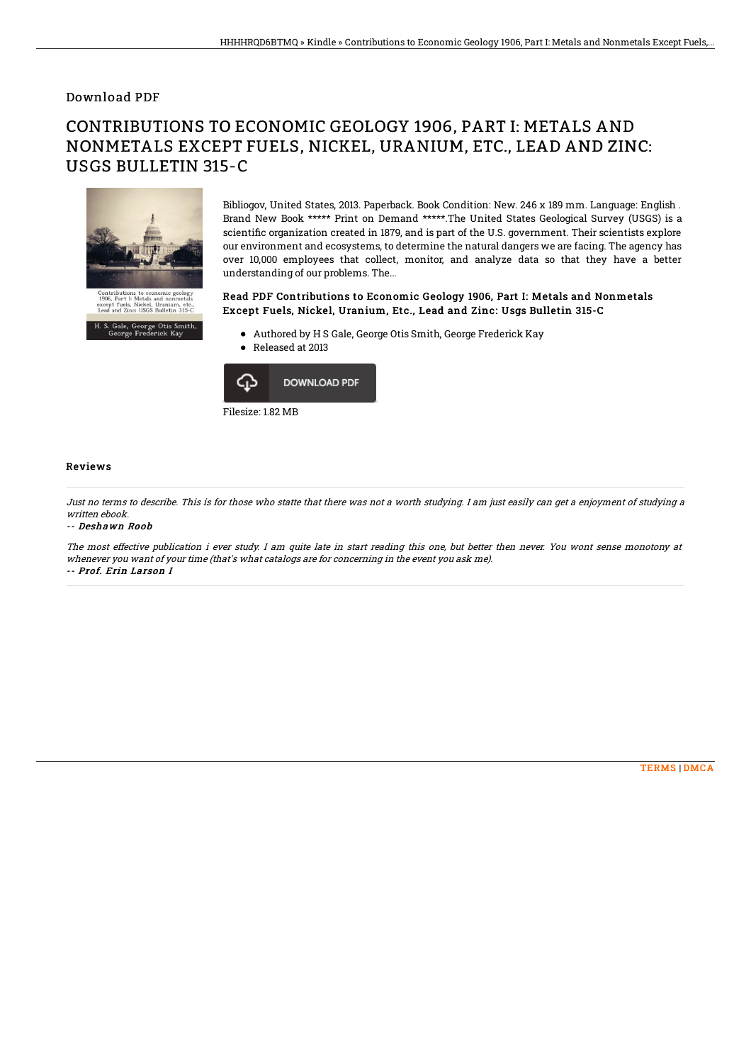# Download PDF

## CONTRIBUTIONS TO ECONOMIC GEOLOGY 1906, PART I: METALS AND NONMETALS EXCEPT FUELS, NICKEL, URANIUM, ETC., LEAD AND ZINC: USGS BULLETIN 315-C

Bibliogov, United States, 2013. Paperback. Book Condition: New. 246 x 189 mm. Language: English . Brand New Book ***** Print on Demand *****.The United States Geological Survey (USGS) is a scientific organization created in 1879, and is part of the U.S. government. Their scientists explore our environment and ecosystems, to determine the natural dangers we are facing. The agency has over 10,000 employees that collect, monitor, and analyze data so that they have a better understanding of our problems. The...

### Read PDF Contributions to Economic Geology 1906, Part I: Metals and Nonmetals Except Fuels, Nickel, Uranium, Etc., Lead and Zinc: Usgs Bulletin 315-C

- Authored by H S Gale, George Otis Smith, George Frederick Kay
- Released at 2013

DOWNLOAD PDF

Filesize: 1.82 MB

### Reviews

*Just no terms to describe. This is for those who statte that there was not a worth studying. I am just easily can get a enjoyment of studying a written ebook.*

*-- Deshawn Roob*

*The most effective publication i ever study. I am quite late in start reading this one, but better then never. You wont sense monotony at whenever you want of your time (that's what catalogs are for concerning in the event you ask me).*

*-- Prof. Erin Larson I*

TERMS | DMCA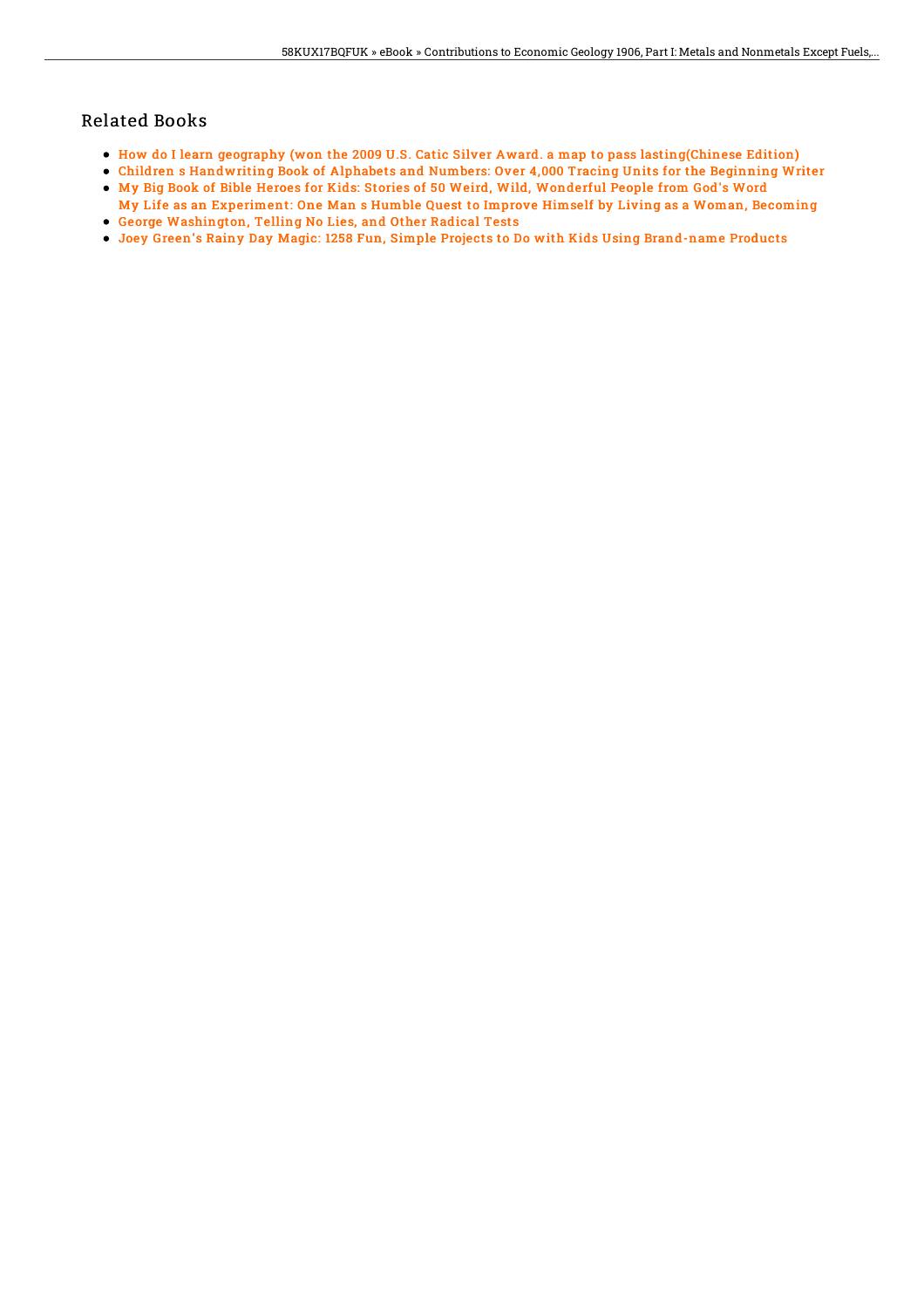## Related Books

- How do I learn geography (won the 2009 U.S. Catic Silver Award. a map to pass lasting(Chinese Edition)
- Children s Handwriting Book of Alphabets and Numbers: Over 4,000 Tracing Units for the Beginning Writer
- My Big Book of Bible Heroes for Kids: Stories of 50 Weird, Wild, Wonderful People from God's Word
  My Life as an Experiment: One Man s Humble Quest to Improve Himself by Living as a Woman, Becoming
- George Washington, Telling No Lies, and Other Radical Tests
- Joey Green's Rainy Day Magic: 1258 Fun, Simple Projects to Do with Kids Using Brand-name Products